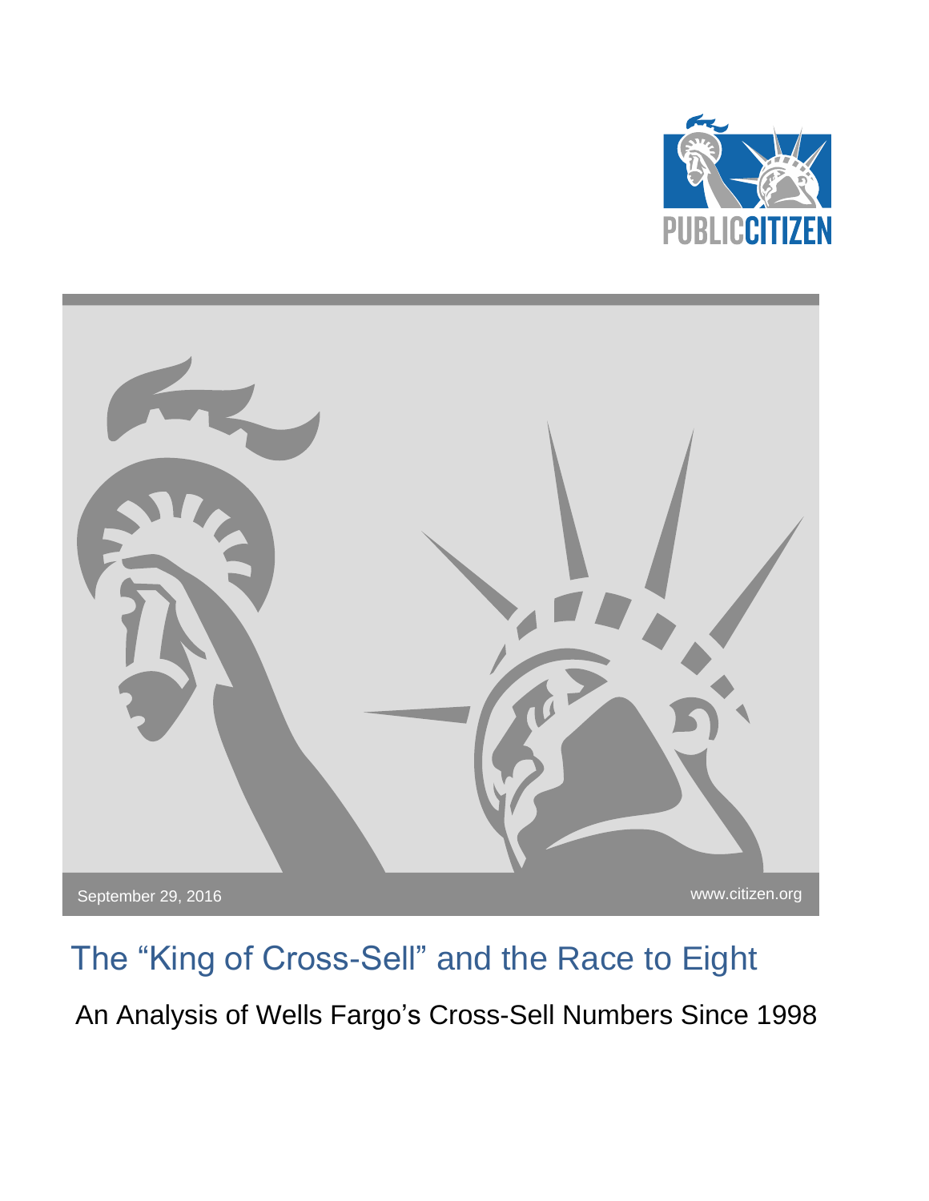PUBLIC CITIZEN

September 29, 2016

www.citizen.org

# The "King of Cross-Sell" and the Race to Eight

## An Analysis of Wells Fargo's Cross-Sell Numbers Since 1998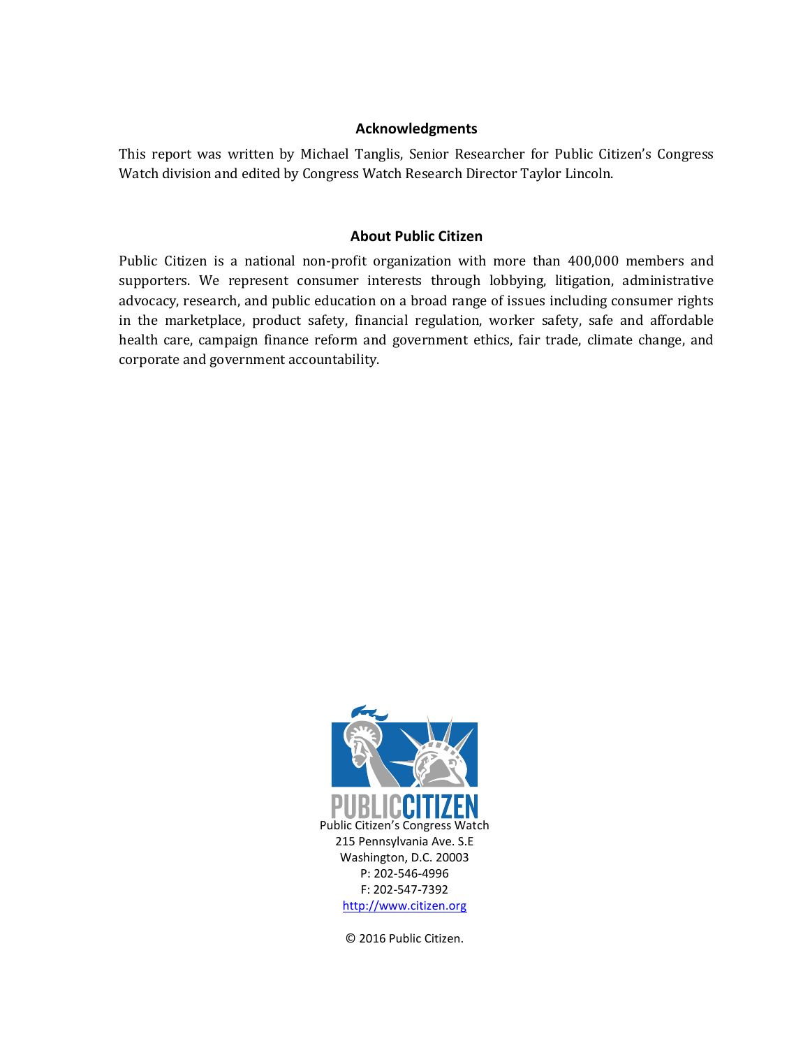## Acknowledgments

This report was written by Michael Tanglis, Senior Researcher for Public Citizen's Congress Watch division and edited by Congress Watch Research Director Taylor Lincoln.

## About Public Citizen

Public Citizen is a national non-profit organization with more than 400,000 members and supporters. We represent consumer interests through lobbying, litigation, administrative advocacy, research, and public education on a broad range of issues including consumer rights in the marketplace, product safety, financial regulation, worker safety, safe and affordable health care, campaign finance reform and government ethics, fair trade, climate change, and corporate and government accountability.

PUBLIC CITIZEN

Public Citizen's Congress Watch
215 Pennsylvania Ave. S.E
Washington, D.C. 20003
P: 202-546-4996
F: 202-547-7392
http://www.citizen.org

© 2016 Public Citizen.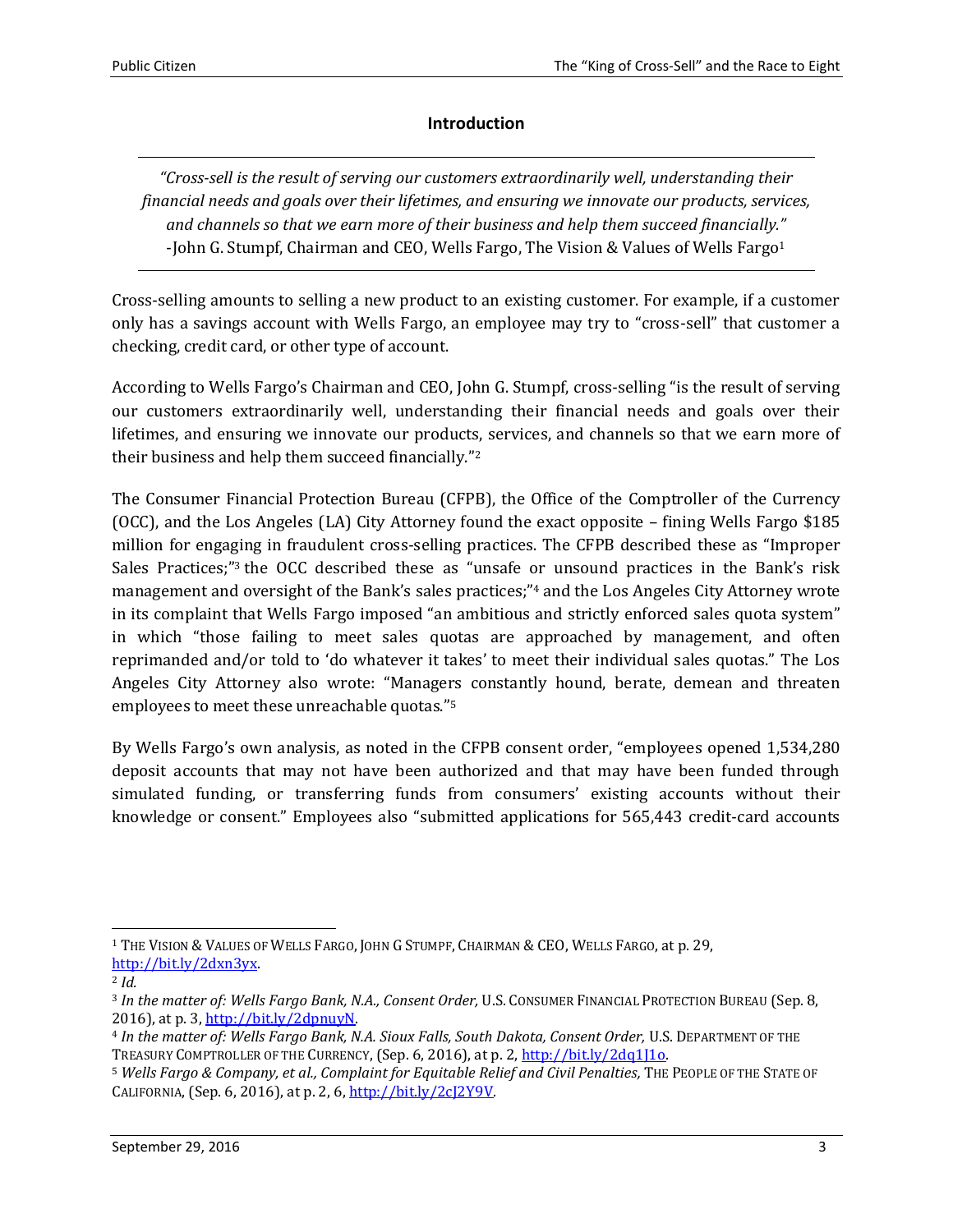## Introduction

---

*"Cross-sell is the result of serving our customers extraordinarily well, understanding their financial needs and goals over their lifetimes, and ensuring we innovate our products, services, and channels so that we earn more of their business and help them succeed financially."*
-John G. Stumpf, Chairman and CEO, Wells Fargo, The Vision & Values of Wells Fargo[1]

---

Cross-selling amounts to selling a new product to an existing customer. For example, if a customer only has a savings account with Wells Fargo, an employee may try to "cross-sell" that customer a checking, credit card, or other type of account.

According to Wells Fargo's Chairman and CEO, John G. Stumpf, cross-selling "is the result of serving our customers extraordinarily well, understanding their financial needs and goals over their lifetimes, and ensuring we innovate our products, services, and channels so that we earn more of their business and help them succeed financially."[2]

The Consumer Financial Protection Bureau (CFPB), the Office of the Comptroller of the Currency (OCC), and the Los Angeles (LA) City Attorney found the exact opposite – fining Wells Fargo $185 million for engaging in fraudulent cross-selling practices. The CFPB described these as "Improper Sales Practices;"[3] the OCC described these as "unsafe or unsound practices in the Bank's risk management and oversight of the Bank's sales practices;"[4] and the Los Angeles City Attorney wrote in its complaint that Wells Fargo imposed "an ambitious and strictly enforced sales quota system" in which "those failing to meet sales quotas are approached by management, and often reprimanded and/or told to 'do whatever it takes' to meet their individual sales quotas." The Los Angeles City Attorney also wrote: "Managers constantly hound, berate, demean and threaten employees to meet these unreachable quotas."[5]

By Wells Fargo's own analysis, as noted in the CFPB consent order, "employees opened 1,534,280 deposit accounts that may not have been authorized and that may have been funded through simulated funding, or transferring funds from consumers' existing accounts without their knowledge or consent." Employees also "submitted applications for 565,443 credit-card accounts

---

[1] THE VISION & VALUES OF WELLS FARGO, JOHN G STUMPF, CHAIRMAN & CEO, WELLS FARGO, at p. 29, http://bit.ly/2dxn3yx.

[2] *Id.*

[3] *In the matter of: Wells Fargo Bank, N.A., Consent Order,* U.S. CONSUMER FINANCIAL PROTECTION BUREAU (Sep. 8, 2016), at p. 3, http://bit.ly/2dpnuyN.

[4] *In the matter of: Wells Fargo Bank, N.A. Sioux Falls, South Dakota, Consent Order,* U.S. DEPARTMENT OF THE TREASURY COMPTROLLER OF THE CURRENCY, (Sep. 6, 2016), at p. 2, http://bit.ly/2dq1J1o.

[5] *Wells Fargo & Company, et al., Complaint for Equitable Relief and Civil Penalties,* THE PEOPLE OF THE STATE OF CALIFORNIA, (Sep. 6, 2016), at p. 2, 6, http://bit.ly/2cJ2Y9V.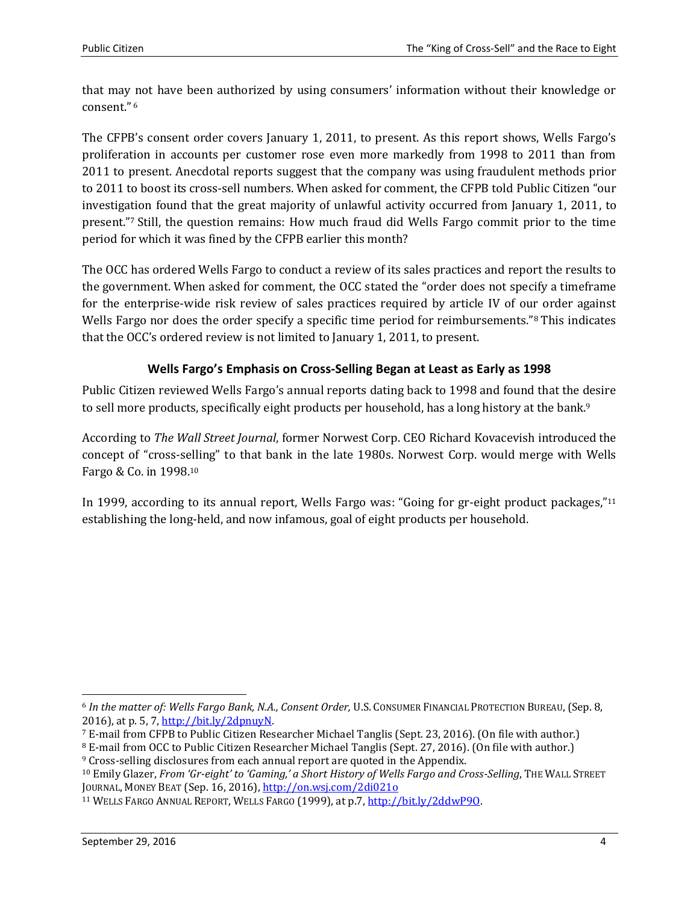that may not have been authorized by using consumers' information without their knowledge or consent."[6]

The CFPB's consent order covers January 1, 2011, to present. As this report shows, Wells Fargo's proliferation in accounts per customer rose even more markedly from 1998 to 2011 than from 2011 to present. Anecdotal reports suggest that the company was using fraudulent methods prior to 2011 to boost its cross-sell numbers. When asked for comment, the CFPB told Public Citizen "our investigation found that the great majority of unlawful activity occurred from January 1, 2011, to present."[7] Still, the question remains: How much fraud did Wells Fargo commit prior to the time period for which it was fined by the CFPB earlier this month?

The OCC has ordered Wells Fargo to conduct a review of its sales practices and report the results to the government. When asked for comment, the OCC stated the "order does not specify a timeframe for the enterprise-wide risk review of sales practices required by article IV of our order against Wells Fargo nor does the order specify a specific time period for reimbursements."[8] This indicates that the OCC's ordered review is not limited to January 1, 2011, to present.

### Wells Fargo's Emphasis on Cross-Selling Began at Least as Early as 1998

Public Citizen reviewed Wells Fargo's annual reports dating back to 1998 and found that the desire to sell more products, specifically eight products per household, has a long history at the bank.[9]

According to *The Wall Street Journal*, former Norwest Corp. CEO Richard Kovacevish introduced the concept of "cross-selling" to that bank in the late 1980s. Norwest Corp. would merge with Wells Fargo & Co. in 1998.[10]

In 1999, according to its annual report, Wells Fargo was: "Going for gr-eight product packages,"[11] establishing the long-held, and now infamous, goal of eight products per household.

---

[6] *In the matter of: Wells Fargo Bank, N.A., Consent Order,* U.S. CONSUMER FINANCIAL PROTECTION BUREAU, (Sep. 8, 2016), at p. 5, 7, http://bit.ly/2dpnuyN.

[7] E-mail from CFPB to Public Citizen Researcher Michael Tanglis (Sept. 23, 2016). (On file with author.)

[8] E-mail from OCC to Public Citizen Researcher Michael Tanglis (Sept. 27, 2016). (On file with author.)

[9] Cross-selling disclosures from each annual report are quoted in the Appendix.

[10] Emily Glazer, *From 'Gr-eight' to 'Gaming,' a Short History of Wells Fargo and Cross-Selling*, THE WALL STREET JOURNAL, MONEY BEAT (Sep. 16, 2016), http://on.wsj.com/2di021o

[11] WELLS FARGO ANNUAL REPORT, WELLS FARGO (1999), at p.7, http://bit.ly/2ddwP9O.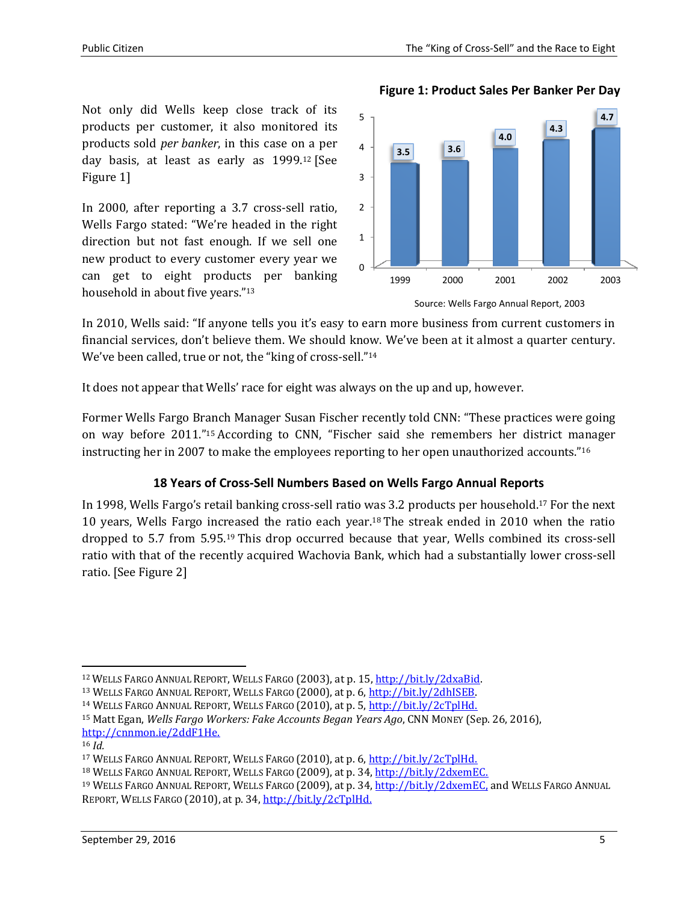Not only did Wells keep close track of its products per customer, it also monitored its products sold *per banker*, in this case on a per day basis, at least as early as 1999.[12] [See Figure 1]

**Figure 1: Product Sales Per Banker Per Day**

| Year | Product Sales Per Banker Per Day |
|---|---|
| 1999 | 3.5 |
| 2000 | 3.6 |
| 2001 | 4.0 |
| 2002 | 4.3 |
| 2003 | 4.7 |

Source: Wells Fargo Annual Report, 2003

In 2000, after reporting a 3.7 cross-sell ratio, Wells Fargo stated: "We're headed in the right direction but not fast enough. If we sell one new product to every customer every year we can get to eight products per banking household in about five years."[13]

In 2010, Wells said: "If anyone tells you it's easy to earn more business from current customers in financial services, don't believe them. We should know. We've been at it almost a quarter century. We've been called, true or not, the "king of cross-sell."[14]

It does not appear that Wells' race for eight was always on the up and up, however.

Former Wells Fargo Branch Manager Susan Fischer recently told CNN: "These practices were going on way before 2011."[15] According to CNN, "Fischer said she remembers her district manager instructing her in 2007 to make the employees reporting to her open unauthorized accounts."[16]

### 18 Years of Cross-Sell Numbers Based on Wells Fargo Annual Reports

In 1998, Wells Fargo's retail banking cross-sell ratio was 3.2 products per household.[17] For the next 10 years, Wells Fargo increased the ratio each year.[18] The streak ended in 2010 when the ratio dropped to 5.7 from 5.95.[19] This drop occurred because that year, Wells combined its cross-sell ratio with that of the recently acquired Wachovia Bank, which had a substantially lower cross-sell ratio. [See Figure 2]

---

[12] WELLS FARGO ANNUAL REPORT, WELLS FARGO (2003), at p. 15, http://bit.ly/2dxaBid.
[13] WELLS FARGO ANNUAL REPORT, WELLS FARGO (2000), at p. 6, http://bit.ly/2dhISEB.
[14] WELLS FARGO ANNUAL REPORT, WELLS FARGO (2010), at p. 5, http://bit.ly/2cTplHd.
[15] Matt Egan, *Wells Fargo Workers: Fake Accounts Began Years Ago*, CNN MONEY (Sep. 26, 2016), http://cnnmon.ie/2ddF1He.
[16] *Id.*
[17] WELLS FARGO ANNUAL REPORT, WELLS FARGO (2010), at p. 6, http://bit.ly/2cTplHd.
[18] WELLS FARGO ANNUAL REPORT, WELLS FARGO (2009), at p. 34, http://bit.ly/2dxemEC.
[19] WELLS FARGO ANNUAL REPORT, WELLS FARGO (2009), at p. 34, http://bit.ly/2dxemEC, and WELLS FARGO ANNUAL REPORT, WELLS FARGO (2010), at p. 34, http://bit.ly/2cTplHd.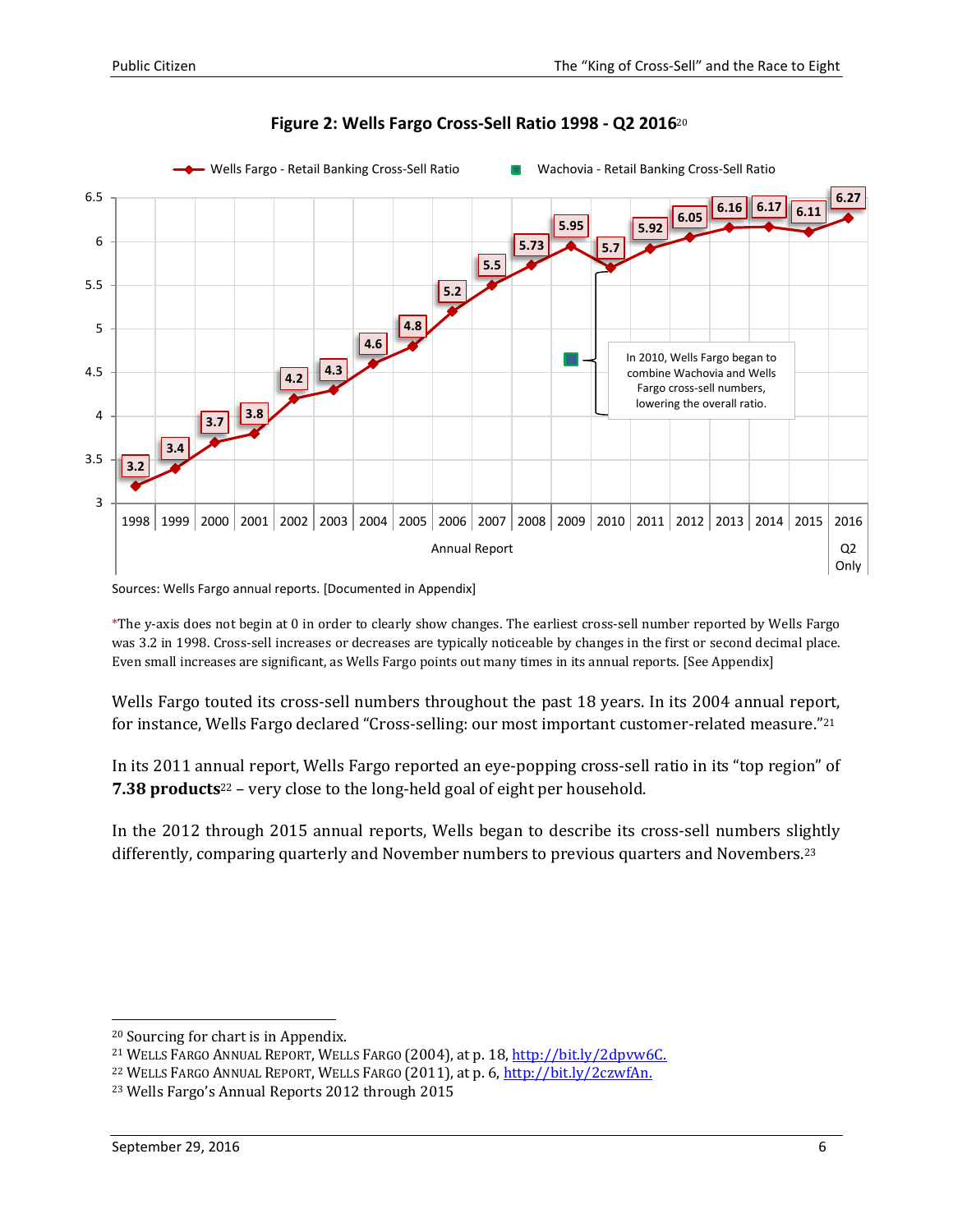**Figure 2: Wells Fargo Cross-Sell Ratio 1998 - Q2 2016**[20]

| Annual Report | 1998 | 1999 | 2000 | 2001 | 2002 | 2003 | 2004 | 2005 | 2006 | 2007 | 2008 | 2009 | 2010 | 2011 | 2012 | 2013 | 2014 | 2015 | 2016 Q2 Only |
|---|---|---|---|---|---|---|---|---|---|---|---|---|---|---|---|---|---|---|---|
| Wells Fargo - Retail Banking Cross-Sell Ratio | 3.2 | 3.4 | 3.7 | 3.8 | 4.2 | 4.3 | 4.6 | 4.8 | 5.2 | 5.5 | 5.73 | 5.95 | 5.7 | 5.92 | 6.05 | 6.16 | 6.17 | 6.11 | 6.27 |

Wachovia - Retail Banking Cross-Sell Ratio

In 2010, Wells Fargo began to combine Wachovia and Wells Fargo cross-sell numbers, lowering the overall ratio.

Sources: Wells Fargo annual reports. [Documented in Appendix]

*The y-axis does not begin at 0 in order to clearly show changes. The earliest cross-sell number reported by Wells Fargo was 3.2 in 1998. Cross-sell increases or decreases are typically noticeable by changes in the first or second decimal place. Even small increases are significant, as Wells Fargo points out many times in its annual reports. [See Appendix]

Wells Fargo touted its cross-sell numbers throughout the past 18 years. In its 2004 annual report, for instance, Wells Fargo declared "Cross-selling: our most important customer-related measure."[21]

In its 2011 annual report, Wells Fargo reported an eye-popping cross-sell ratio in its "top region" of **7.38 products**[22] – very close to the long-held goal of eight per household.

In the 2012 through 2015 annual reports, Wells began to describe its cross-sell numbers slightly differently, comparing quarterly and November numbers to previous quarters and Novembers.[23]

---

[20] Sourcing for chart is in Appendix.

[21] WELLS FARGO ANNUAL REPORT, WELLS FARGO (2004), at p. 18, http://bit.ly/2dpvw6C.

[22] WELLS FARGO ANNUAL REPORT, WELLS FARGO (2011), at p. 6, http://bit.ly/2czwfAn.

[23] Wells Fargo's Annual Reports 2012 through 2015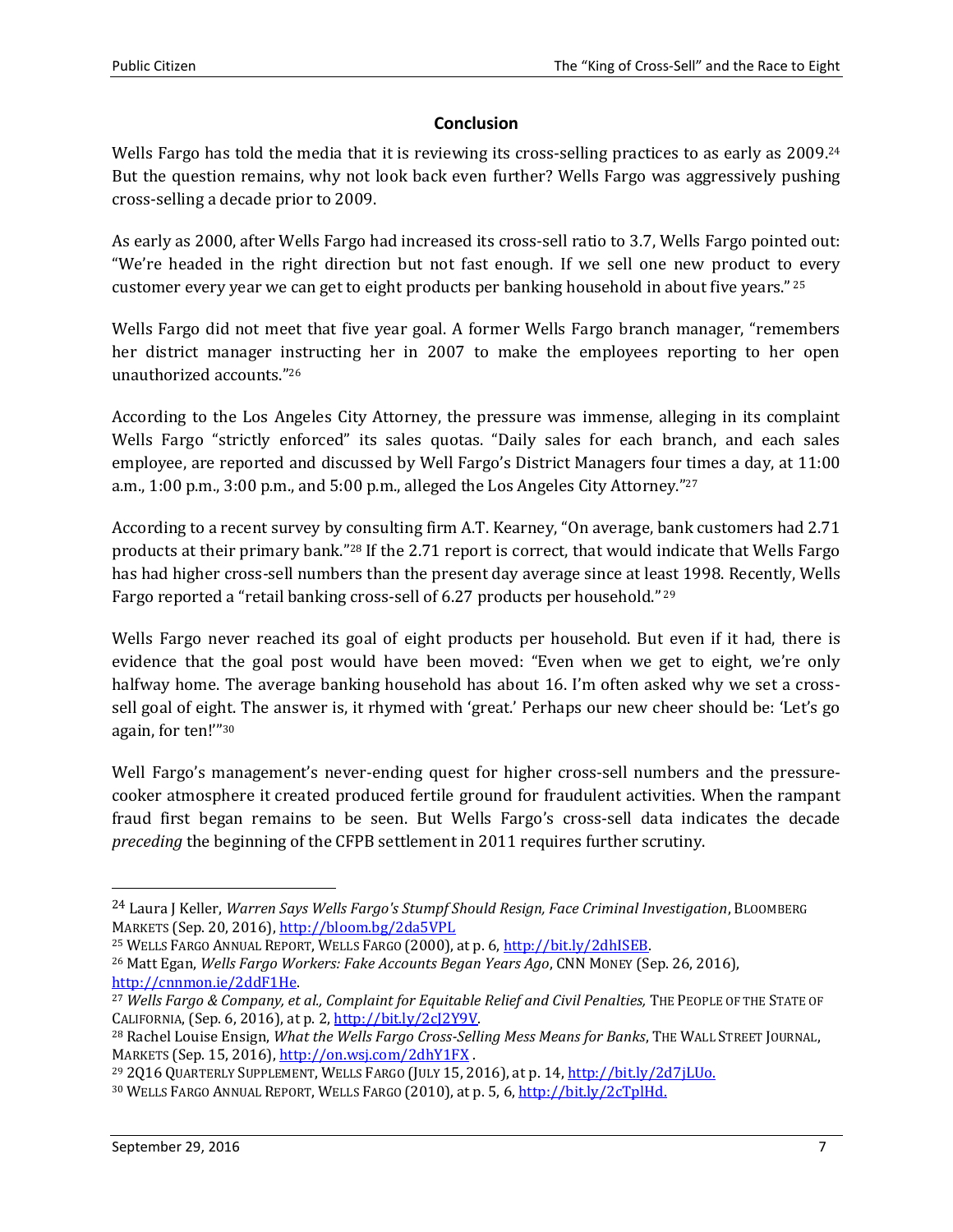## Conclusion

Wells Fargo has told the media that it is reviewing its cross-selling practices to as early as 2009.[24] But the question remains, why not look back even further? Wells Fargo was aggressively pushing cross-selling a decade prior to 2009.

As early as 2000, after Wells Fargo had increased its cross-sell ratio to 3.7, Wells Fargo pointed out: "We're headed in the right direction but not fast enough. If we sell one new product to every customer every year we can get to eight products per banking household in about five years." [25]

Wells Fargo did not meet that five year goal. A former Wells Fargo branch manager, "remembers her district manager instructing her in 2007 to make the employees reporting to her open unauthorized accounts."[26]

According to the Los Angeles City Attorney, the pressure was immense, alleging in its complaint Wells Fargo "strictly enforced" its sales quotas. "Daily sales for each branch, and each sales employee, are reported and discussed by Well Fargo's District Managers four times a day, at 11:00 a.m., 1:00 p.m., 3:00 p.m., and 5:00 p.m., alleged the Los Angeles City Attorney."[27]

According to a recent survey by consulting firm A.T. Kearney, "On average, bank customers had 2.71 products at their primary bank."[28] If the 2.71 report is correct, that would indicate that Wells Fargo has had higher cross-sell numbers than the present day average since at least 1998. Recently, Wells Fargo reported a "retail banking cross-sell of 6.27 products per household." [29]

Wells Fargo never reached its goal of eight products per household. But even if it had, there is evidence that the goal post would have been moved: "Even when we get to eight, we're only halfway home. The average banking household has about 16. I'm often asked why we set a cross-sell goal of eight. The answer is, it rhymed with 'great.' Perhaps our new cheer should be: 'Let's go again, for ten!'"[30]

Well Fargo's management's never-ending quest for higher cross-sell numbers and the pressure-cooker atmosphere it created produced fertile ground for fraudulent activities. When the rampant fraud first began remains to be seen. But Wells Fargo's cross-sell data indicates the decade *preceding* the beginning of the CFPB settlement in 2011 requires further scrutiny.

---

[24] Laura J Keller, *Warren Says Wells Fargo's Stumpf Should Resign, Face Criminal Investigation*, BLOOMBERG MARKETS (Sep. 20, 2016), http://bloom.bg/2da5VPL

[25] WELLS FARGO ANNUAL REPORT, WELLS FARGO (2000), at p. 6, http://bit.ly/2dhISEB.

[26] Matt Egan, *Wells Fargo Workers: Fake Accounts Began Years Ago*, CNN MONEY (Sep. 26, 2016), http://cnnmon.ie/2ddF1He.

[27] *Wells Fargo & Company, et al., Complaint for Equitable Relief and Civil Penalties,* THE PEOPLE OF THE STATE OF CALIFORNIA, (Sep. 6, 2016), at p. 2, http://bit.ly/2cJ2Y9V.

[28] Rachel Louise Ensign, *What the Wells Fargo Cross-Selling Mess Means for Banks*, THE WALL STREET JOURNAL, MARKETS (Sep. 15, 2016), http://on.wsj.com/2dhY1FX .

[29] 2Q16 QUARTERLY SUPPLEMENT, WELLS FARGO (JULY 15, 2016), at p. 14, http://bit.ly/2d7jLUo.

[30] WELLS FARGO ANNUAL REPORT, WELLS FARGO (2010), at p. 5, 6, http://bit.ly/2cTplHd.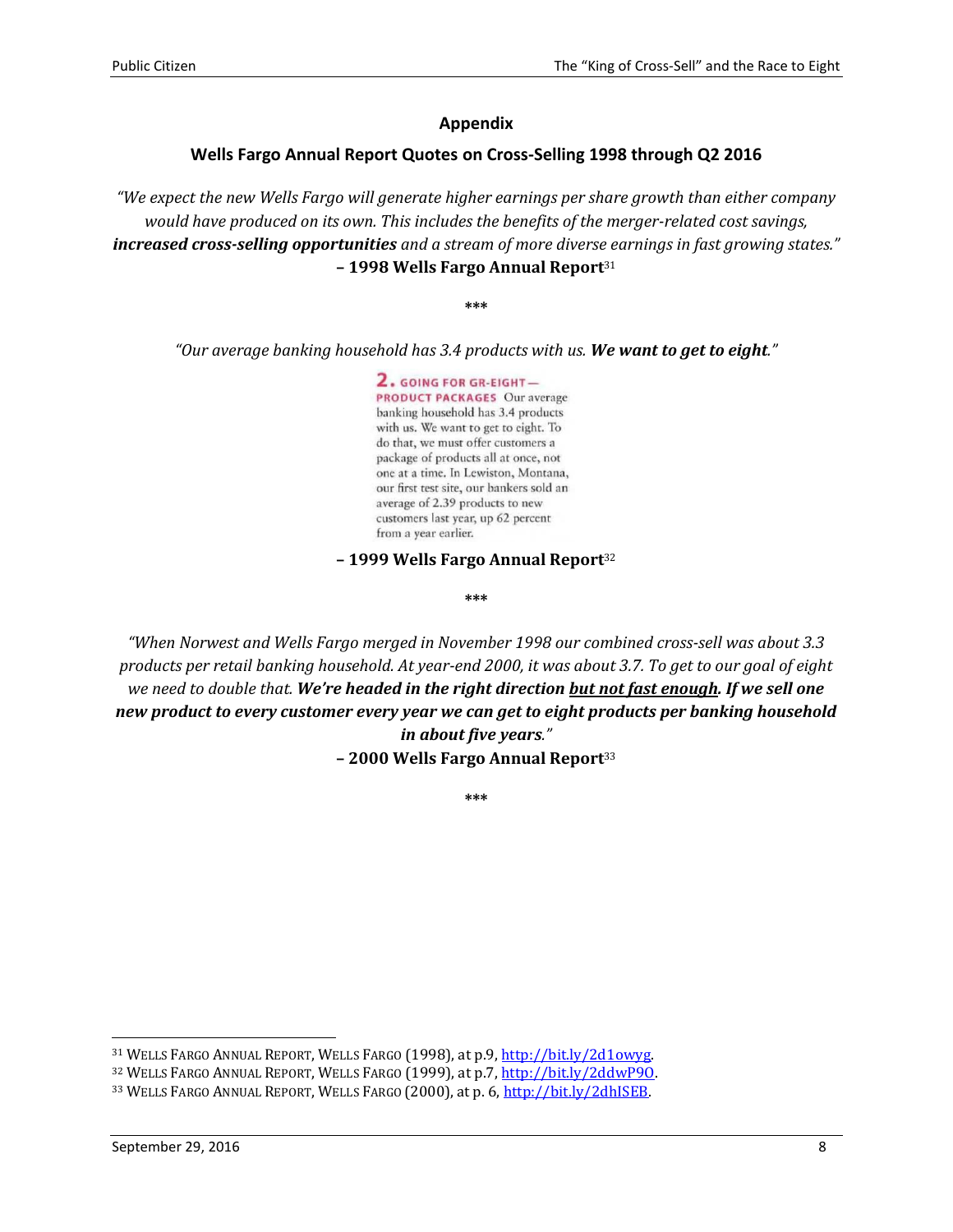## Appendix

### Wells Fargo Annual Report Quotes on Cross-Selling 1998 through Q2 2016

*"We expect the new Wells Fargo will generate higher earnings per share growth than either company would have produced on its own. This includes the benefits of the merger-related cost savings,* ***increased cross-selling opportunities*** *and a stream of more diverse earnings in fast growing states."*
**– 1998 Wells Fargo Annual Report**[31]

\*\*\*

*"Our average banking household has 3.4 products with us.* ***We want to get to eight****."*

**2. GOING FOR GR-EIGHT— PRODUCT PACKAGES** Our average banking household has 3.4 products with us. We want to get to eight. To do that, we must offer customers a package of products all at once, not one at a time. In Lewiston, Montana, our first test site, our bankers sold an average of 2.39 products to new customers last year, up 62 percent from a year earlier.

**– 1999 Wells Fargo Annual Report**[32]

\*\*\*

*"When Norwest and Wells Fargo merged in November 1998 our combined cross-sell was about 3.3 products per retail banking household. At year-end 2000, it was about 3.7. To get to our goal of eight we need to double that.* ***We're headed in the right direction <u>but not fast enough</u>. If we sell one new product to every customer every year we can get to eight products per banking household in about five years****."*
**– 2000 Wells Fargo Annual Report**[33]

\*\*\*

---

[31] Wells Fargo Annual Report, Wells Fargo (1998), at p.9, http://bit.ly/2d1owyg.
[32] Wells Fargo Annual Report, Wells Fargo (1999), at p.7, http://bit.ly/2ddwP9O.
[33] Wells Fargo Annual Report, Wells Fargo (2000), at p. 6, http://bit.ly/2dhISEB.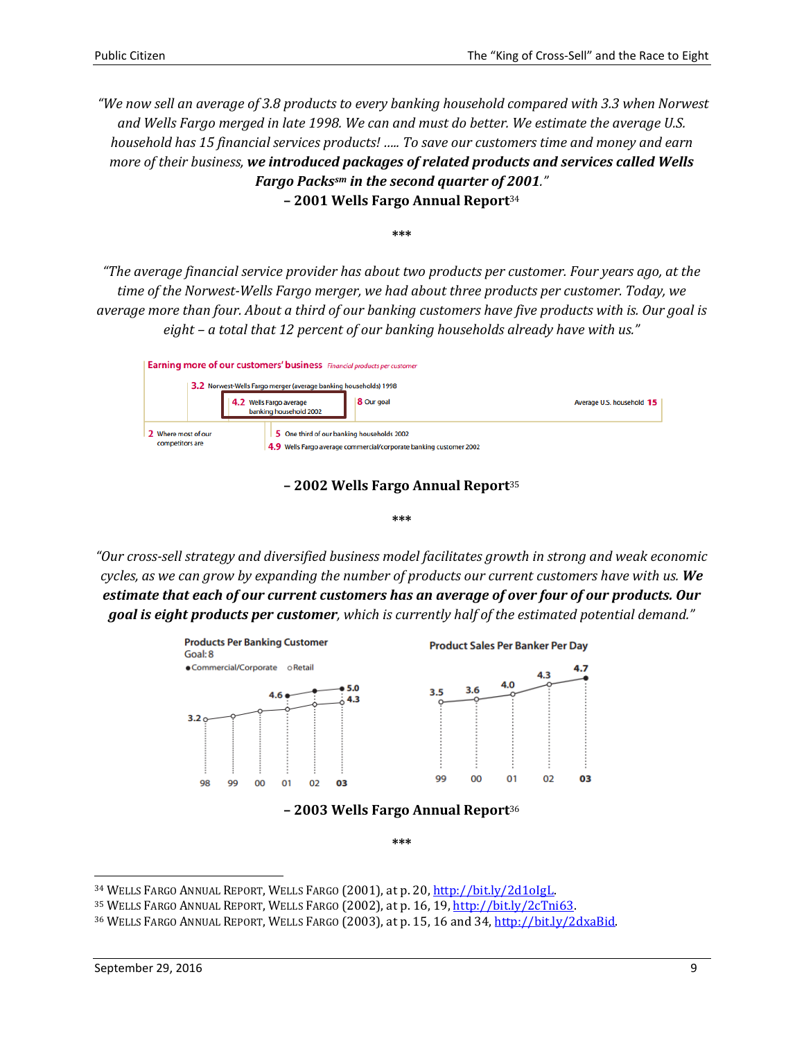*"We now sell an average of 3.8 products to every banking household compared with 3.3 when Norwest and Wells Fargo merged in late 1998. We can and must do better. We estimate the average U.S. household has 15 financial services products! ….. To save our customers time and money and earn more of their business,* ***we introduced packages of related products and services called Wells Fargo Packs℠ in the second quarter of 2001****."*

**– 2001 Wells Fargo Annual Report**[34]

\*\*\*

*"The average financial service provider has about two products per customer. Four years ago, at the time of the Norwest-Wells Fargo merger, we had about three products per customer. Today, we average more than four. About a third of our banking customers have five products with is. Our goal is eight – a total that 12 percent of our banking households already have with us."*

Earning more of our customers' business *Financial products per customer*

- 3.2 Norwest-Wells Fargo merger (average banking households) 1998
- 4.2 Wells Fargo average banking household 2002
- 8 Our goal
- Average U.S. household 15
- 2 Where most of our competitors are
- 5 One third of our banking households 2002
- 4.9 Wells Fargo average commercial/corporate banking customer 2002

**– 2002 Wells Fargo Annual Report**[35]

\*\*\*

*"Our cross-sell strategy and diversified business model facilitates growth in strong and weak economic cycles, as we can grow by expanding the number of products our current customers have with us.* ***We estimate that each of our current customers has an average of over four of our products. Our goal is eight products per customer****, which is currently half of the estimated potential demand."*

Products Per Banking Customer
Goal: 8
● Commercial/Corporate ○ Retail

| | 98 | 99 | 00 | 01 | 02 | 03 |
|---|---|---|---|---|---|---|
| Commercial/Corporate | | | | 4.6 | | 5.0 |
| Retail | 3.2 | | | | | 4.3 |

Product Sales Per Banker Per Day

| 99 | 00 | 01 | 02 | 03 |
|---|---|---|---|---|
| 3.5 | 3.6 | 4.0 | 4.3 | 4.7 |

**– 2003 Wells Fargo Annual Report**[36]

\*\*\*

[34] WELLS FARGO ANNUAL REPORT, WELLS FARGO (2001), at p. 20, http://bit.ly/2d1oIgL.

[35] WELLS FARGO ANNUAL REPORT, WELLS FARGO (2002), at p. 16, 19, http://bit.ly/2cTni63.

[36] WELLS FARGO ANNUAL REPORT, WELLS FARGO (2003), at p. 15, 16 and 34, http://bit.ly/2dxaBid.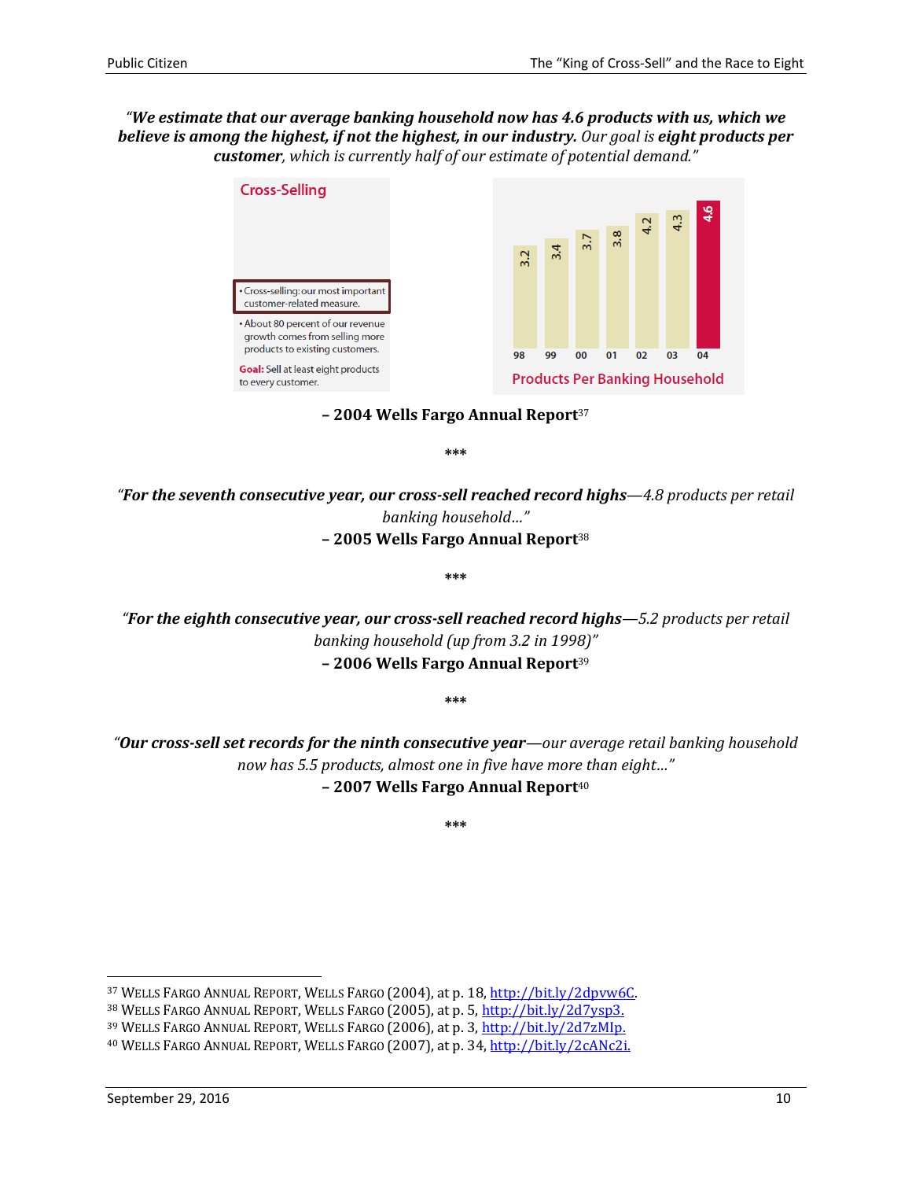*"**We estimate that our average banking household now has 4.6 products with us, which we believe is among the highest, if not the highest, in our industry.** Our goal is **eight products per customer**, which is currently half of our estimate of potential demand."*

Cross-Selling

- Cross-selling: our most important customer-related measure.
- About 80 percent of our revenue growth comes from selling more products to existing customers.

**Goal:** Sell at least eight products to every customer.

| 98 | 99 | 00 | 01 | 02 | 03 | 04 |
|---|---|---|---|---|---|---|
| 3.2 | 3.4 | 3.7 | 3.8 | 4.2 | 4.3 | 4.6 |

Products Per Banking Household

**– 2004 Wells Fargo Annual Report**[37]

\*\*\*

*"**For the seventh consecutive year, our cross-sell reached record highs**—4.8 products per retail banking household…"*

**– 2005 Wells Fargo Annual Report**[38]

\*\*\*

*"**For the eighth consecutive year, our cross-sell reached record highs**—5.2 products per retail banking household (up from 3.2 in 1998)"*

**– 2006 Wells Fargo Annual Report**[39]

\*\*\*

*"**Our cross-sell set records for the ninth consecutive year**—our average retail banking household now has 5.5 products, almost one in five have more than eight…"*

**– 2007 Wells Fargo Annual Report**[40]

\*\*\*

---

[37] WELLS FARGO ANNUAL REPORT, WELLS FARGO (2004), at p. 18, http://bit.ly/2dpvw6C.

[38] WELLS FARGO ANNUAL REPORT, WELLS FARGO (2005), at p. 5, http://bit.ly/2d7ysp3.

[39] WELLS FARGO ANNUAL REPORT, WELLS FARGO (2006), at p. 3, http://bit.ly/2d7zMIp.

[40] WELLS FARGO ANNUAL REPORT, WELLS FARGO (2007), at p. 34, http://bit.ly/2cANc2i.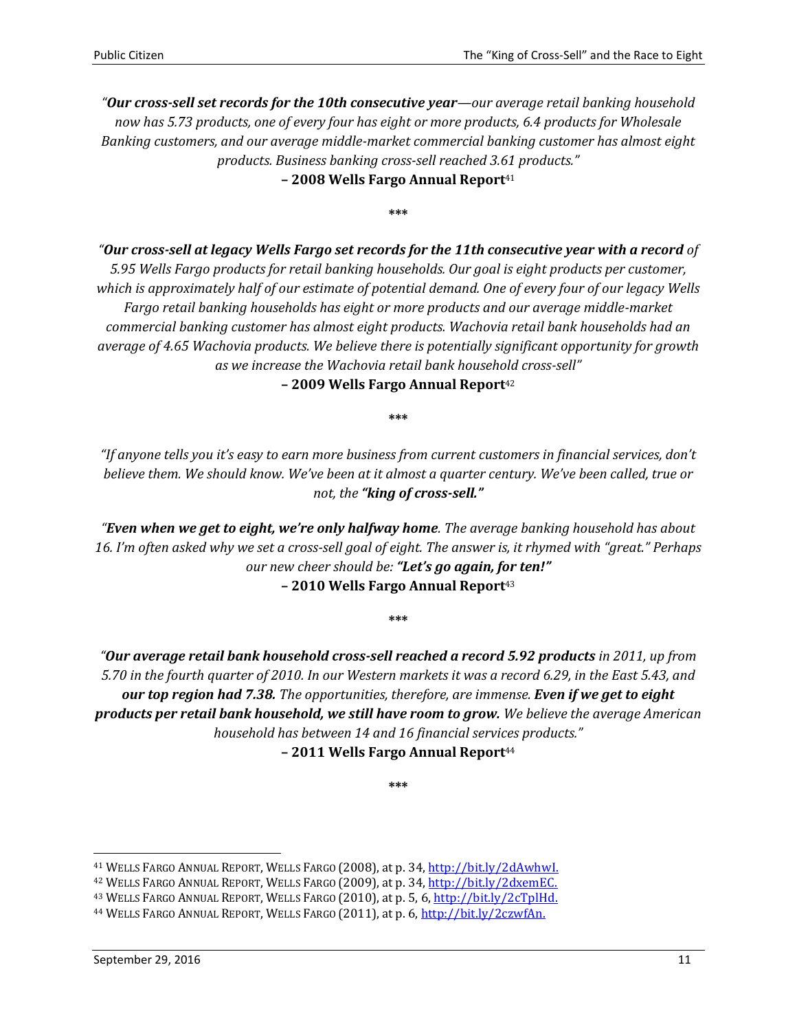*"**Our cross-sell set records for the 10th consecutive year**—our average retail banking household now has 5.73 products, one of every four has eight or more products, 6.4 products for Wholesale Banking customers, and our average middle-market commercial banking customer has almost eight products. Business banking cross-sell reached 3.61 products."*

**– 2008 Wells Fargo Annual Report**[41]

***

*"**Our cross-sell at legacy Wells Fargo set records for the 11th consecutive year with a record** of 5.95 Wells Fargo products for retail banking households. Our goal is eight products per customer, which is approximately half of our estimate of potential demand. One of every four of our legacy Wells Fargo retail banking households has eight or more products and our average middle-market commercial banking customer has almost eight products. Wachovia retail bank households had an average of 4.65 Wachovia products. We believe there is potentially significant opportunity for growth as we increase the Wachovia retail bank household cross-sell"*

**– 2009 Wells Fargo Annual Report**[42]

***

*"If anyone tells you it's easy to earn more business from current customers in financial services, don't believe them. We should know. We've been at it almost a quarter century. We've been called, true or not, the **"king of cross-sell."***

*"**Even when we get to eight, we're only halfway home**. The average banking household has about 16. I'm often asked why we set a cross-sell goal of eight. The answer is, it rhymed with "great." Perhaps our new cheer should be: **"Let's go again, for ten!"***

**– 2010 Wells Fargo Annual Report**[43]

***

*"**Our average retail bank household cross-sell reached a record 5.92 products** in 2011, up from 5.70 in the fourth quarter of 2010. In our Western markets it was a record 6.29, in the East 5.43, and **our top region had 7.38.** The opportunities, therefore, are immense. **Even if we get to eight products per retail bank household, we still have room to grow.** We believe the average American household has between 14 and 16 financial services products."*

**– 2011 Wells Fargo Annual Report**[44]

***

[41] WELLS FARGO ANNUAL REPORT, WELLS FARGO (2008), at p. 34, http://bit.ly/2dAwhwI.

[42] WELLS FARGO ANNUAL REPORT, WELLS FARGO (2009), at p. 34, http://bit.ly/2dxemEC.

[43] WELLS FARGO ANNUAL REPORT, WELLS FARGO (2010), at p. 5, 6, http://bit.ly/2cTplHd.

[44] WELLS FARGO ANNUAL REPORT, WELLS FARGO (2011), at p. 6, http://bit.ly/2czwfAn.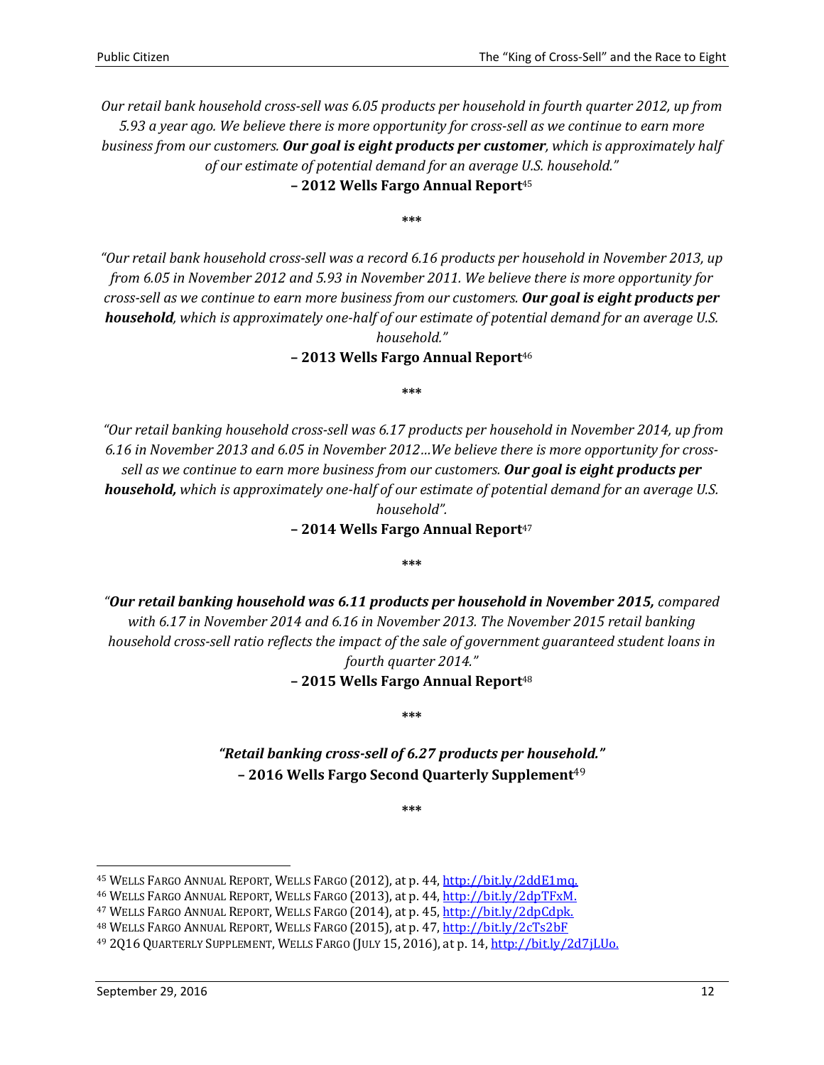*Our retail bank household cross-sell was 6.05 products per household in fourth quarter 2012, up from 5.93 a year ago. We believe there is more opportunity for cross-sell as we continue to earn more business from our customers.* ***Our goal is eight products per customer****, which is approximately half of our estimate of potential demand for an average U.S. household."*

**– 2012 Wells Fargo Annual Report**[45]

\*\*\*

*"Our retail bank household cross-sell was a record 6.16 products per household in November 2013, up from 6.05 in November 2012 and 5.93 in November 2011. We believe there is more opportunity for cross-sell as we continue to earn more business from our customers.* ***Our goal is eight products per household****, which is approximately one-half of our estimate of potential demand for an average U.S. household."*

**– 2013 Wells Fargo Annual Report**[46]

\*\*\*

*"Our retail banking household cross-sell was 6.17 products per household in November 2014, up from 6.16 in November 2013 and 6.05 in November 2012…We believe there is more opportunity for cross-sell as we continue to earn more business from our customers.* ***Our goal is eight products per household,*** *which is approximately one-half of our estimate of potential demand for an average U.S. household".*

**– 2014 Wells Fargo Annual Report**[47]

\*\*\*

*"****Our retail banking household was 6.11 products per household in November 2015,*** *compared with 6.17 in November 2014 and 6.16 in November 2013. The November 2015 retail banking household cross-sell ratio reflects the impact of the sale of government guaranteed student loans in fourth quarter 2014."*

**– 2015 Wells Fargo Annual Report**[48]

\*\*\*

***"Retail banking cross-sell of 6.27 products per household."***

**– 2016 Wells Fargo Second Quarterly Supplement**[49]

\*\*\*

---

[45] WELLS FARGO ANNUAL REPORT, WELLS FARGO (2012), at p. 44, http://bit.ly/2ddE1mq.

[46] WELLS FARGO ANNUAL REPORT, WELLS FARGO (2013), at p. 44, http://bit.ly/2dpTFxM.

[47] WELLS FARGO ANNUAL REPORT, WELLS FARGO (2014), at p. 45, http://bit.ly/2dpCdpk.

[48] WELLS FARGO ANNUAL REPORT, WELLS FARGO (2015), at p. 47, http://bit.ly/2cTs2bF

[49] 2Q16 QUARTERLY SUPPLEMENT, WELLS FARGO (JULY 15, 2016), at p. 14, http://bit.ly/2d7jLUo.